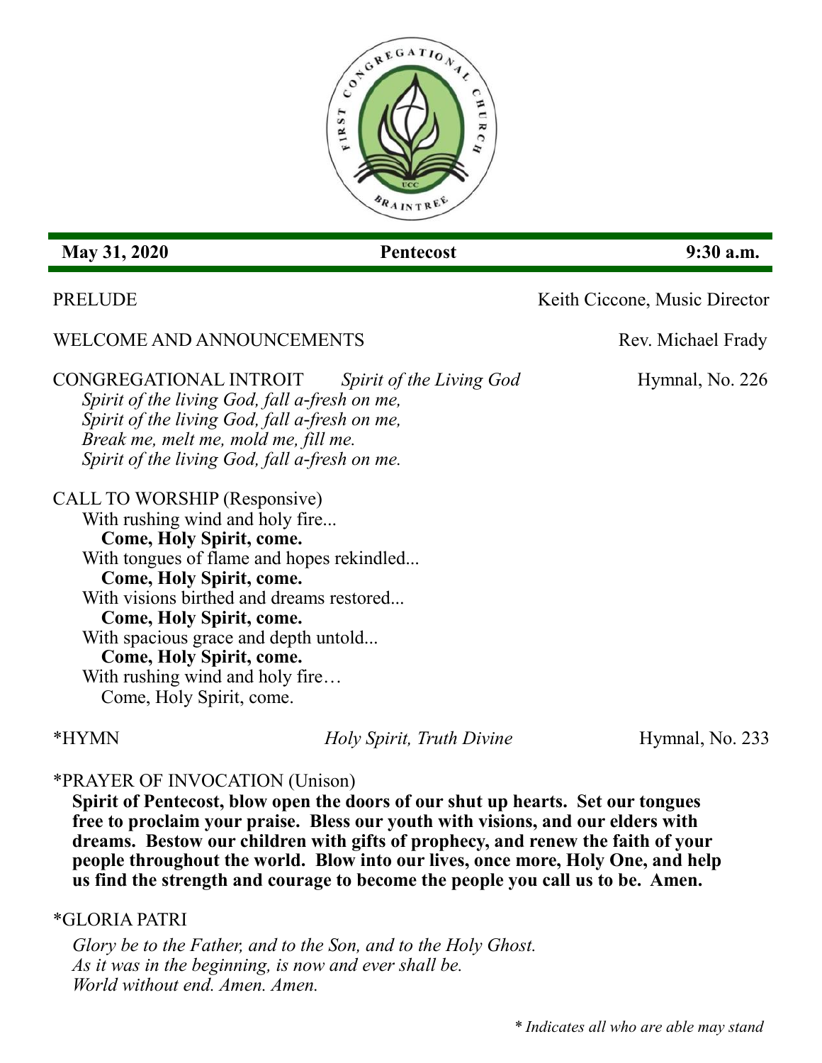**May 31, 2020** | **Pentecost** | **9:30 a.m.**

PRELUDE — Keith Ciccone, Music Director

WELCOME AND ANNOUNCEMENTS — Rev. Michael Frady

CONGREGATIONAL INTROIT *Spirit of the Living God* — Hymnal, No. 226

*Spirit of the living God, fall a-fresh on me,*
*Spirit of the living God, fall a-fresh on me,*
*Break me, melt me, mold me, fill me.*
*Spirit of the living God, fall a-fresh on me.*

CALL TO WORSHIP (Responsive)

With rushing wind and holy fire...
**Come, Holy Spirit, come.**
With tongues of flame and hopes rekindled...
**Come, Holy Spirit, come.**
With visions birthed and dreams restored...
**Come, Holy Spirit, come.**
With spacious grace and depth untold...
**Come, Holy Spirit, come.**
With rushing wind and holy fire…
Come, Holy Spirit, come.

*HYMN *Holy Spirit, Truth Divine* — Hymnal, No. 233

*PRAYER OF INVOCATION (Unison)

**Spirit of Pentecost, blow open the doors of our shut up hearts. Set our tongues free to proclaim your praise. Bless our youth with visions, and our elders with dreams. Bestow our children with gifts of prophecy, and renew the faith of your people throughout the world. Blow into our lives, once more, Holy One, and help us find the strength and courage to become the people you call us to be. Amen.**

*GLORIA PATRI

*Glory be to the Father, and to the Son, and to the Holy Ghost.*
*As it was in the beginning, is now and ever shall be.*
*World without end. Amen. Amen.*

*\* Indicates all who are able may stand*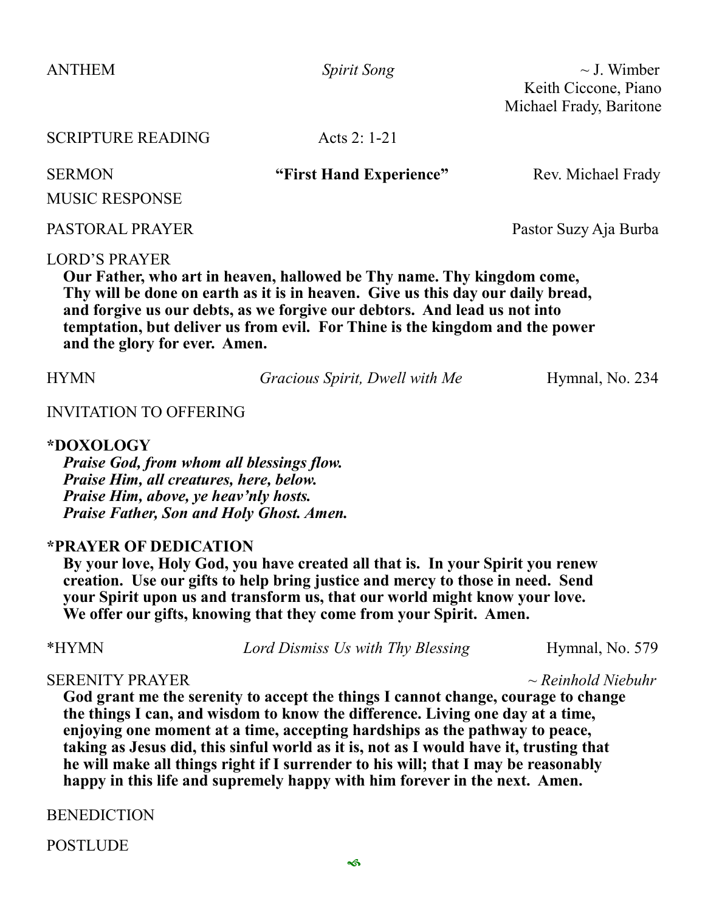ANTHEM *Spirit Song* ~ J. Wimber
Keith Ciccone, Piano
Michael Frady, Baritone

SCRIPTURE READING Acts 2: 1-21

SERMON **"First Hand Experience"** Rev. Michael Frady

MUSIC RESPONSE

PASTORAL PRAYER Pastor Suzy Aja Burba

LORD'S PRAYER

**Our Father, who art in heaven, hallowed be Thy name. Thy kingdom come, Thy will be done on earth as it is in heaven. Give us this day our daily bread, and forgive us our debts, as we forgive our debtors. And lead us not into temptation, but deliver us from evil. For Thine is the kingdom and the power and the glory for ever. Amen.**

HYMN *Gracious Spirit, Dwell with Me* Hymnal, No. 234

INVITATION TO OFFERING

**\*DOXOLOGY**

***Praise God, from whom all blessings flow.***
***Praise Him, all creatures, here, below.***
***Praise Him, above, ye heav'nly hosts.***
***Praise Father, Son and Holy Ghost. Amen.***

**\*PRAYER OF DEDICATION**

**By your love, Holy God, you have created all that is. In your Spirit you renew creation. Use our gifts to help bring justice and mercy to those in need. Send your Spirit upon us and transform us, that our world might know your love. We offer our gifts, knowing that they come from your Spirit. Amen.**

\*HYMN *Lord Dismiss Us with Thy Blessing* Hymnal, No. 579

SERENITY PRAYER *~ Reinhold Niebuhr*

**God grant me the serenity to accept the things I cannot change, courage to change the things I can, and wisdom to know the difference. Living one day at a time, enjoying one moment at a time, accepting hardships as the pathway to peace, taking as Jesus did, this sinful world as it is, not as I would have it, trusting that he will make all things right if I surrender to his will; that I may be reasonably happy in this life and supremely happy with him forever in the next. Amen.**

BENEDICTION

POSTLUDE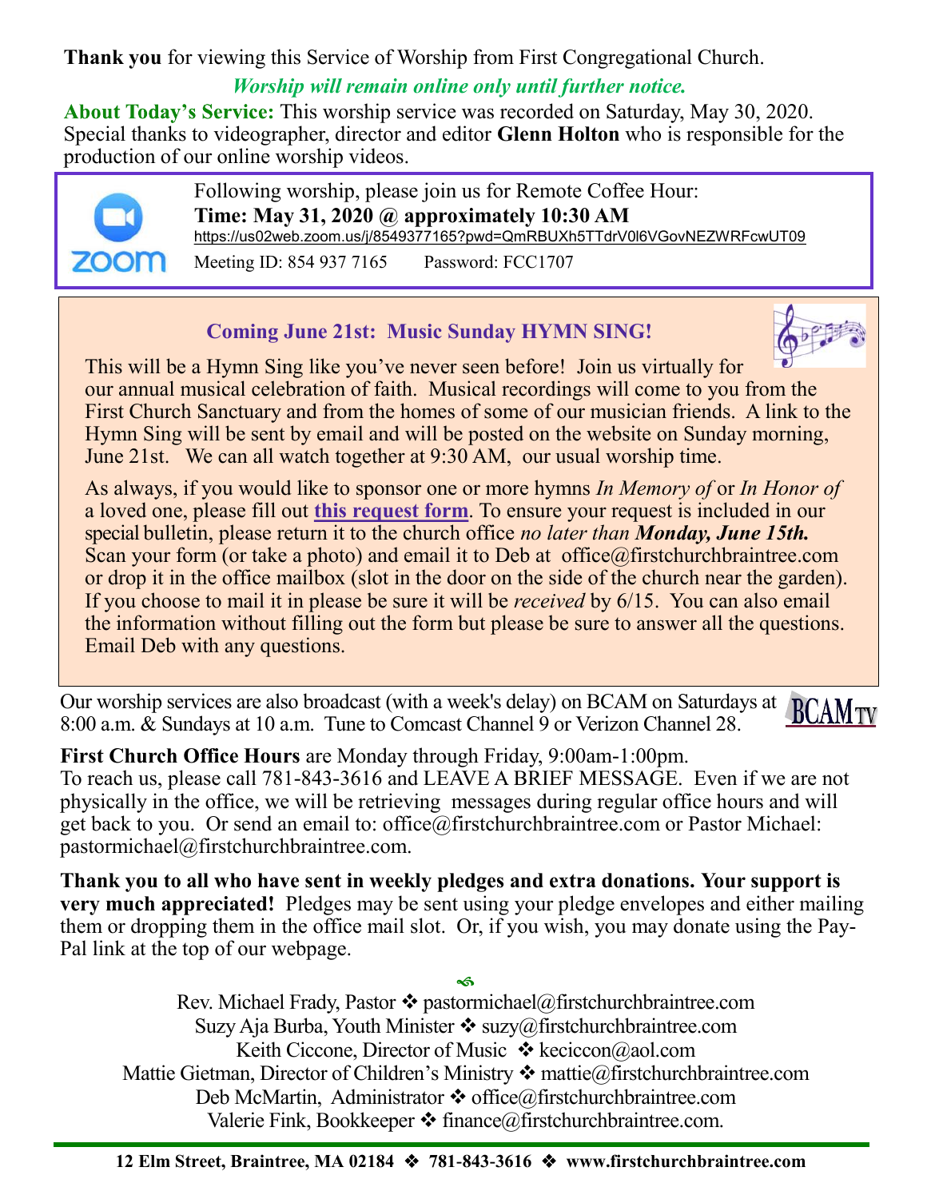**Thank you** for viewing this Service of Worship from First Congregational Church.

***Worship will remain online only until further notice.***

**About Today's Service:** This worship service was recorded on Saturday, May 30, 2020. Special thanks to videographer, director and editor **Glenn Holton** who is responsible for the production of our online worship videos.

Following worship, please join us for Remote Coffee Hour:
**Time: May 31, 2020 @ approximately 10:30 AM**
https://us02web.zoom.us/j/8549377165?pwd=QmRBUXh5TTdrV0l6VGovNEZWRFcwUT09
Meeting ID: 854 937 7165 Password: FCC1707

### Coming June 21st: Music Sunday HYMN SING!

This will be a Hymn Sing like you've never seen before! Join us virtually for our annual musical celebration of faith. Musical recordings will come to you from the First Church Sanctuary and from the homes of some of our musician friends. A link to the Hymn Sing will be sent by email and will be posted on the website on Sunday morning, June 21st. We can all watch together at 9:30 AM, our usual worship time.

As always, if you would like to sponsor one or more hymns *In Memory of* or *In Honor of* a loved one, please fill out **this request form**. To ensure your request is included in our special bulletin, please return it to the church office *no later than* ***Monday, June 15th.*** Scan your form (or take a photo) and email it to Deb at office@firstchurchbraintree.com or drop it in the office mailbox (slot in the door on the side of the church near the garden). If you choose to mail it in please be sure it will be *received* by 6/15. You can also email the information without filling out the form but please be sure to answer all the questions. Email Deb with any questions.

Our worship services are also broadcast (with a week's delay) on BCAM on Saturdays at 8:00 a.m. & Sundays at 10 a.m. Tune to Comcast Channel 9 or Verizon Channel 28.

**First Church Office Hours** are Monday through Friday, 9:00am-1:00pm.
To reach us, please call 781-843-3616 and LEAVE A BRIEF MESSAGE. Even if we are not physically in the office, we will be retrieving messages during regular office hours and will get back to you. Or send an email to: office@firstchurchbraintree.com or Pastor Michael: pastormichael@firstchurchbraintree.com.

**Thank you to all who have sent in weekly pledges and extra donations. Your support is very much appreciated!** Pledges may be sent using your pledge envelopes and either mailing them or dropping them in the office mail slot. Or, if you wish, you may donate using the PayPal link at the top of our webpage.

Rev. Michael Frady, Pastor ❖ pastormichael@firstchurchbraintree.com
Suzy Aja Burba, Youth Minister ❖ suzy@firstchurchbraintree.com
Keith Ciccone, Director of Music ❖ keciccon@aol.com
Mattie Gietman, Director of Children's Ministry ❖ mattie@firstchurchbraintree.com
Deb McMartin, Administrator ❖ office@firstchurchbraintree.com
Valerie Fink, Bookkeeper ❖ finance@firstchurchbraintree.com.

**12 Elm Street, Braintree, MA 02184 ❖ 781-843-3616 ❖ www.firstchurchbraintree.com**